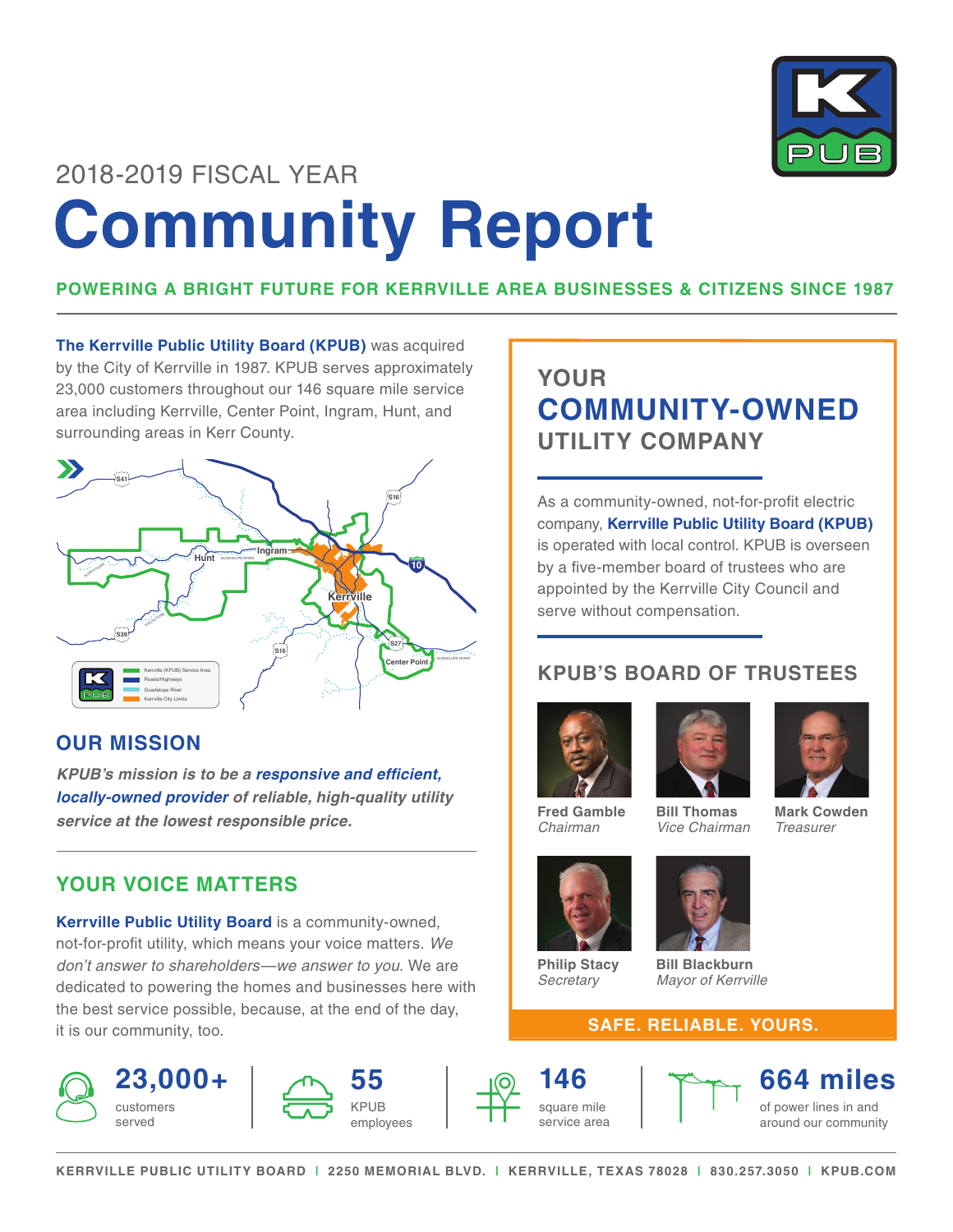2018-2019 FISCAL YEAR

# Community Report

**POWERING A BRIGHT FUTURE FOR KERRVILLE AREA BUSINESSES & CITIZENS SINCE 1987**

**The Kerrville Public Utility Board (KPUB)** was acquired by the City of Kerrville in 1987. KPUB serves approximately 23,000 customers throughout our 146 square mile service area including Kerrville, Center Point, Ingram, Hunt, and surrounding areas in Kerr County.

## OUR MISSION

***KPUB's mission is to be a responsive and efficient, locally-owned provider of reliable, high-quality utility service at the lowest responsible price.***

## YOUR VOICE MATTERS

**Kerrville Public Utility Board** is a community-owned, not-for-profit utility, which means your voice matters. *We don't answer to shareholders—we answer to you.* We are dedicated to powering the homes and businesses here with the best service possible, because, at the end of the day, it is our community, too.

## YOUR COMMUNITY-OWNED UTILITY COMPANY

As a community-owned, not-for-profit electric company, **Kerrville Public Utility Board (KPUB)** is operated with local control. KPUB is overseen by a five-member board of trustees who are appointed by the Kerrville City Council and serve without compensation.

## KPUB'S BOARD OF TRUSTEES

**Fred Gamble**
*Chairman*

**Bill Thomas**
*Vice Chairman*

**Mark Cowden**
*Treasurer*

**Philip Stacy**
*Secretary*

**Bill Blackburn**
*Mayor of Kerrville*

**SAFE. RELIABLE. YOURS.**

**23,000+** customers served

**55** KPUB employees

**146** square mile service area

**664 miles** of power lines in and around our community

KERRVILLE PUBLIC UTILITY BOARD | 2250 MEMORIAL BLVD. | KERRVILLE, TEXAS 78028 | 830.257.3050 | KPUB.COM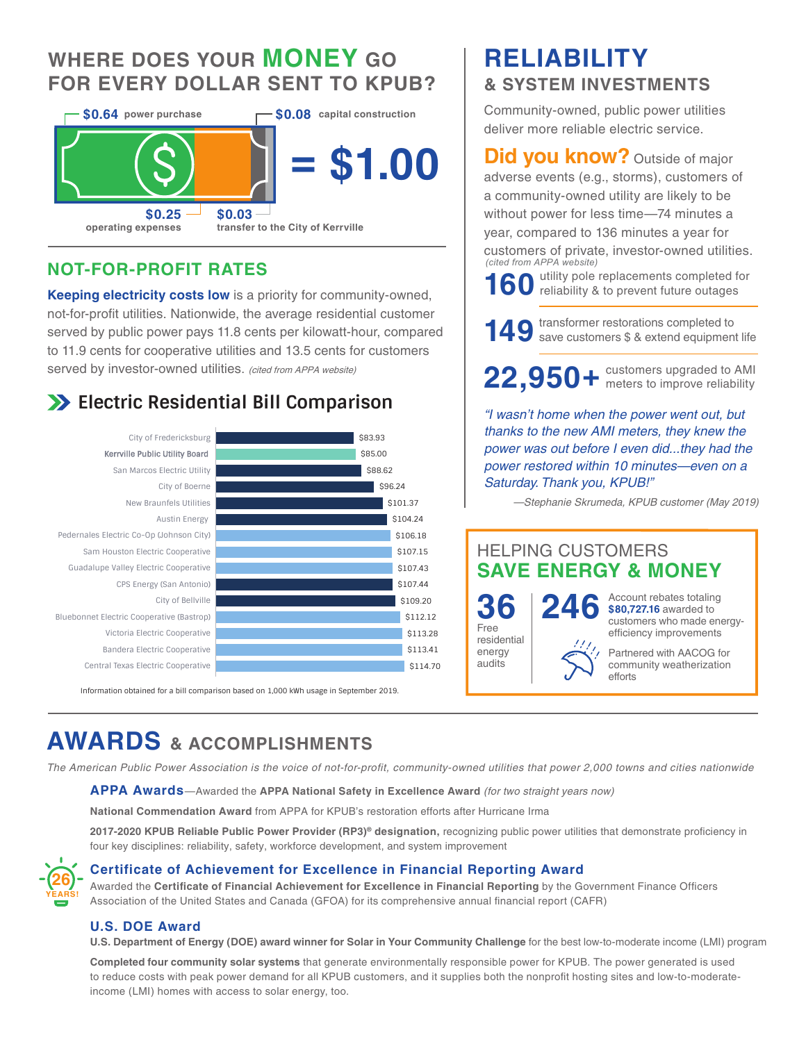## WHERE DOES YOUR MONEY GO FOR EVERY DOLLAR SENT TO KPUB?

$0.64 power purchase
$0.08 capital construction
= $1.00
$0.25 operating expenses
$0.03 transfer to the City of Kerrville

### NOT-FOR-PROFIT RATES

**Keeping electricity costs low** is a priority for community-owned, not-for-profit utilities. Nationwide, the average residential customer served by public power pays 11.8 cents per kilowatt-hour, compared to 11.9 cents for cooperative utilities and 13.5 cents for customers served by investor-owned utilities. *(cited from APPA website)*

### Electric Residential Bill Comparison

City of Fredericksburg $83.93
Kerrville Public Utility Board $85.00
San Marcos Electric Utility $88.62
City of Boerne $96.24
New Braunfels Utilities $101.37
Austin Energy $104.24
Pedernales Electric Co-Op (Johnson City) $106.18
Sam Houston Electric Cooperative $107.15
Guadalupe Valley Electric Cooperative $107.43
CPS Energy (San Antonio) $107.44
City of Bellville $109.20
Bluebonnet Electric Cooperative (Bastrop) $112.12
Victoria Electric Cooperative $113.28
Bandera Electric Cooperative $113.41
Central Texas Electric Cooperative $114.70

Information obtained for a bill comparison based on 1,000 kWh usage in September 2019.

## RELIABILITY & SYSTEM INVESTMENTS

Community-owned, public power utilities deliver more reliable electric service.

**Did you know?** Outside of major adverse events (e.g., storms), customers of a community-owned utility are likely to be without power for less time—74 minutes a year, compared to 136 minutes a year for customers of private, investor-owned utilities.
*(cited from APPA website)*

**160** utility pole replacements completed for reliability & to prevent future outages

**149** transformer restorations completed to save customers $ & extend equipment life

**22,950+** customers upgraded to AMI meters to improve reliability

*"I wasn't home when the power went out, but thanks to the new AMI meters, they knew the power was out before I even did...they had the power restored within 10 minutes—even on a Saturday. Thank you, KPUB!"*

*—Stephanie Skrumeda, KPUB customer (May 2019)*

### HELPING CUSTOMERS SAVE ENERGY & MONEY

**36** Free residential energy audits

**246** Account rebates totaling **$80,727.16** awarded to customers who made energy-efficiency improvements

Partnered with AACOG for community weatherization efforts

## AWARDS & ACCOMPLISHMENTS

*The American Public Power Association is the voice of not-for-profit, community-owned utilities that power 2,000 towns and cities nationwide*

**APPA Awards**—Awarded the **APPA National Safety in Excellence Award** *(for two straight years now)*

**National Commendation Award** from APPA for KPUB's restoration efforts after Hurricane Irma

**2017-2020 KPUB Reliable Public Power Provider (RP3)® designation,** recognizing public power utilities that demonstrate proficiency in four key disciplines: reliability, safety, workforce development, and system improvement

26 YEARS!

**Certificate of Achievement for Excellence in Financial Reporting Award**

Awarded the **Certificate of Financial Achievement for Excellence in Financial Reporting** by the Government Finance Officers Association of the United States and Canada (GFOA) for its comprehensive annual financial report (CAFR)

**U.S. DOE Award**

**U.S. Department of Energy (DOE) award winner for Solar in Your Community Challenge** for the best low-to-moderate income (LMI) program

**Completed four community solar systems** that generate environmentally responsible power for KPUB. The power generated is used to reduce costs with peak power demand for all KPUB customers, and it supplies both the nonprofit hosting sites and low-to-moderate-income (LMI) homes with access to solar energy, too.